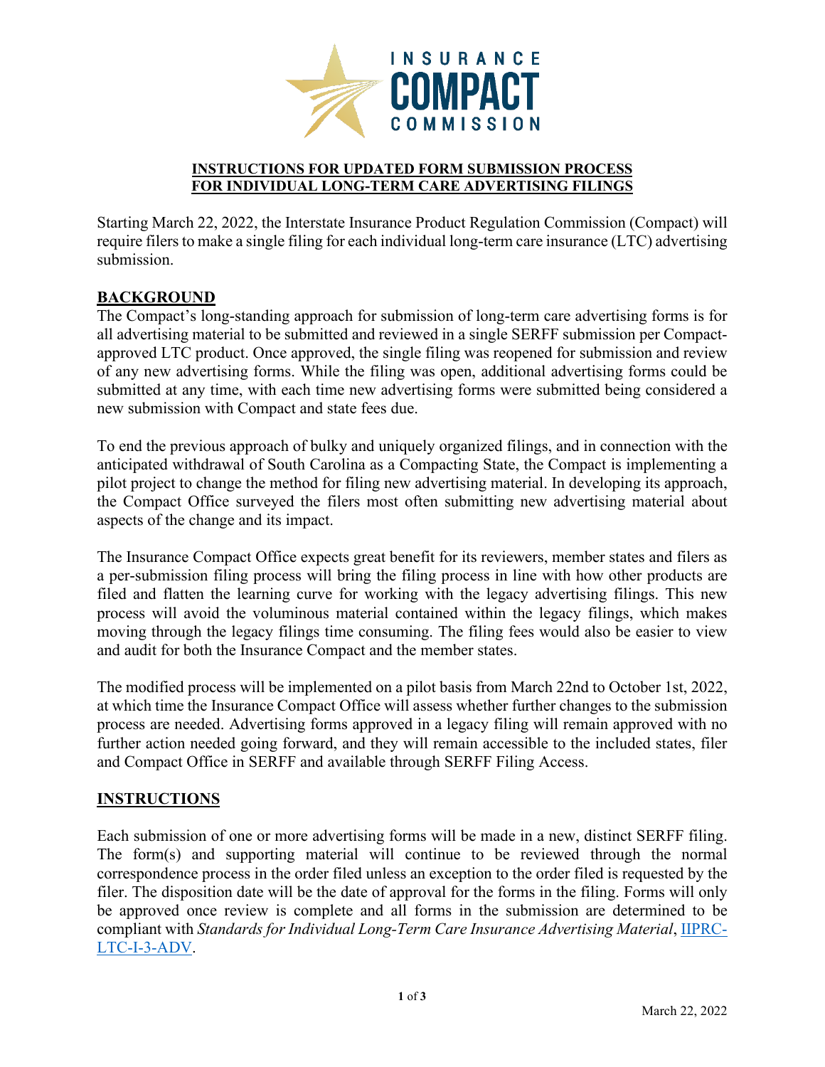INSURANCE COMPACT COMMISSION

**INSTRUCTIONS FOR UPDATED FORM SUBMISSION PROCESS FOR INDIVIDUAL LONG-TERM CARE ADVERTISING FILINGS**

Starting March 22, 2022, the Interstate Insurance Product Regulation Commission (Compact) will require filers to make a single filing for each individual long-term care insurance (LTC) advertising submission.

## BACKGROUND

The Compact's long-standing approach for submission of long-term care advertising forms is for all advertising material to be submitted and reviewed in a single SERFF submission per Compact-approved LTC product. Once approved, the single filing was reopened for submission and review of any new advertising forms. While the filing was open, additional advertising forms could be submitted at any time, with each time new advertising forms were submitted being considered a new submission with Compact and state fees due.

To end the previous approach of bulky and uniquely organized filings, and in connection with the anticipated withdrawal of South Carolina as a Compacting State, the Compact is implementing a pilot project to change the method for filing new advertising material. In developing its approach, the Compact Office surveyed the filers most often submitting new advertising material about aspects of the change and its impact.

The Insurance Compact Office expects great benefit for its reviewers, member states and filers as a per-submission filing process will bring the filing process in line with how other products are filed and flatten the learning curve for working with the legacy advertising filings. This new process will avoid the voluminous material contained within the legacy filings, which makes moving through the legacy filings time consuming. The filing fees would also be easier to view and audit for both the Insurance Compact and the member states.

The modified process will be implemented on a pilot basis from March 22nd to October 1st, 2022, at which time the Insurance Compact Office will assess whether further changes to the submission process are needed. Advertising forms approved in a legacy filing will remain approved with no further action needed going forward, and they will remain accessible to the included states, filer and Compact Office in SERFF and available through SERFF Filing Access.

## INSTRUCTIONS

Each submission of one or more advertising forms will be made in a new, distinct SERFF filing. The form(s) and supporting material will continue to be reviewed through the normal correspondence process in the order filed unless an exception to the order filed is requested by the filer. The disposition date will be the date of approval for the forms in the filing. Forms will only be approved once review is complete and all forms in the submission are determined to be compliant with *Standards for Individual Long-Term Care Insurance Advertising Material*, IIPRC-LTC-I-3-ADV.

March 22, 2022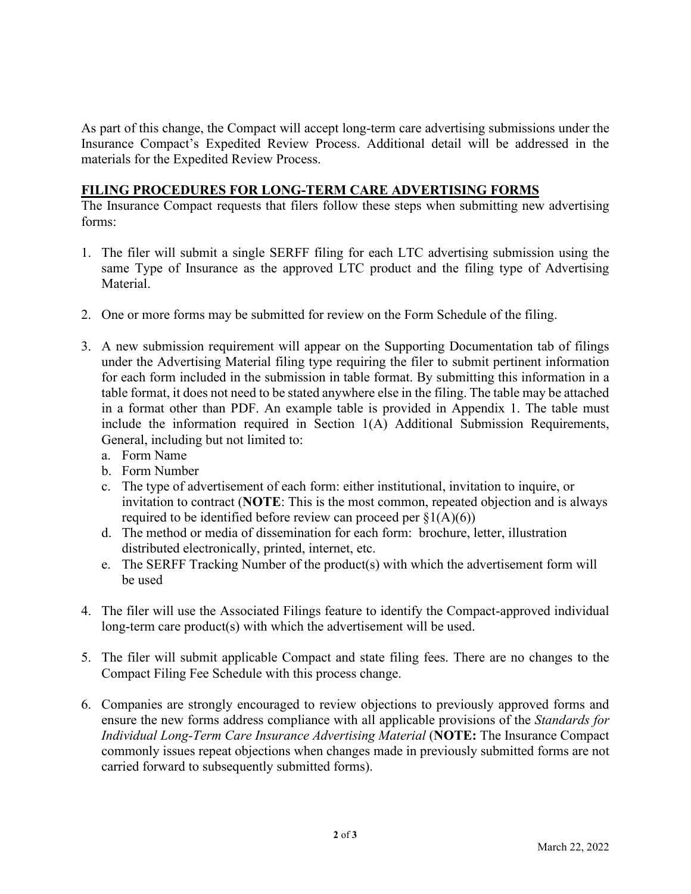As part of this change, the Compact will accept long-term care advertising submissions under the Insurance Compact's Expedited Review Process. Additional detail will be addressed in the materials for the Expedited Review Process.

## FILING PROCEDURES FOR LONG-TERM CARE ADVERTISING FORMS

The Insurance Compact requests that filers follow these steps when submitting new advertising forms:

1. The filer will submit a single SERFF filing for each LTC advertising submission using the same Type of Insurance as the approved LTC product and the filing type of Advertising Material.

2. One or more forms may be submitted for review on the Form Schedule of the filing.

3. A new submission requirement will appear on the Supporting Documentation tab of filings under the Advertising Material filing type requiring the filer to submit pertinent information for each form included in the submission in table format. By submitting this information in a table format, it does not need to be stated anywhere else in the filing. The table may be attached in a format other than PDF. An example table is provided in Appendix 1. The table must include the information required in Section 1(A) Additional Submission Requirements, General, including but not limited to:
   a. Form Name
   b. Form Number
   c. The type of advertisement of each form: either institutional, invitation to inquire, or invitation to contract (**NOTE**: This is the most common, repeated objection and is always required to be identified before review can proceed per §1(A)(6))
   d. The method or media of dissemination for each form: brochure, letter, illustration distributed electronically, printed, internet, etc.
   e. The SERFF Tracking Number of the product(s) with which the advertisement form will be used

4. The filer will use the Associated Filings feature to identify the Compact-approved individual long-term care product(s) with which the advertisement will be used.

5. The filer will submit applicable Compact and state filing fees. There are no changes to the Compact Filing Fee Schedule with this process change.

6. Companies are strongly encouraged to review objections to previously approved forms and ensure the new forms address compliance with all applicable provisions of the *Standards for Individual Long-Term Care Insurance Advertising Material* (**NOTE:** The Insurance Compact commonly issues repeat objections when changes made in previously submitted forms are not carried forward to subsequently submitted forms).

March 22, 2022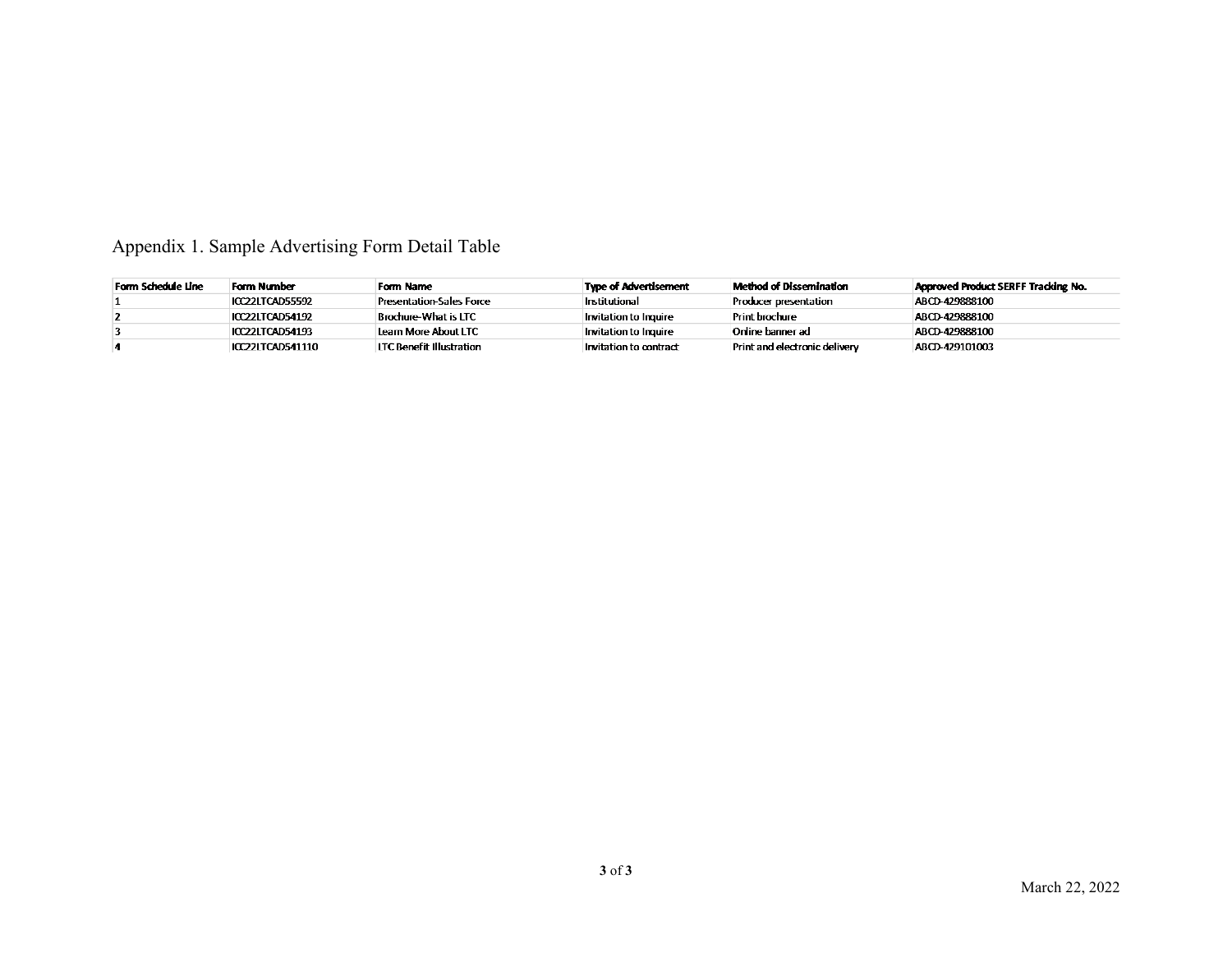Appendix 1. Sample Advertising Form Detail Table

| Form Schedule Line | Form Number | Form Name | Type of Advertisement | Method of Dissemination | Approved Product SERFF Tracking No. |
| --- | --- | --- | --- | --- | --- |
| 1 | ICC22LTCAD55592 | Presentation-Sales Force | Institutional | Producer presentation | ABCD-429888100 |
| 2 | ICC22LTCAD54192 | Brochure-What is LTC | Invitation to Inquire | Print brochure | ABCD-429888100 |
| 3 | ICC22LTCAD54193 | Learn More About LTC | Invitation to Inquire | Online banner ad | ABCD-429888100 |
| 4 | ICC22LTCAD541110 | LTC Benefit Illustration | Invitation to contract | Print and electronic delivery | ABCD-429101003 |

March 22, 2022